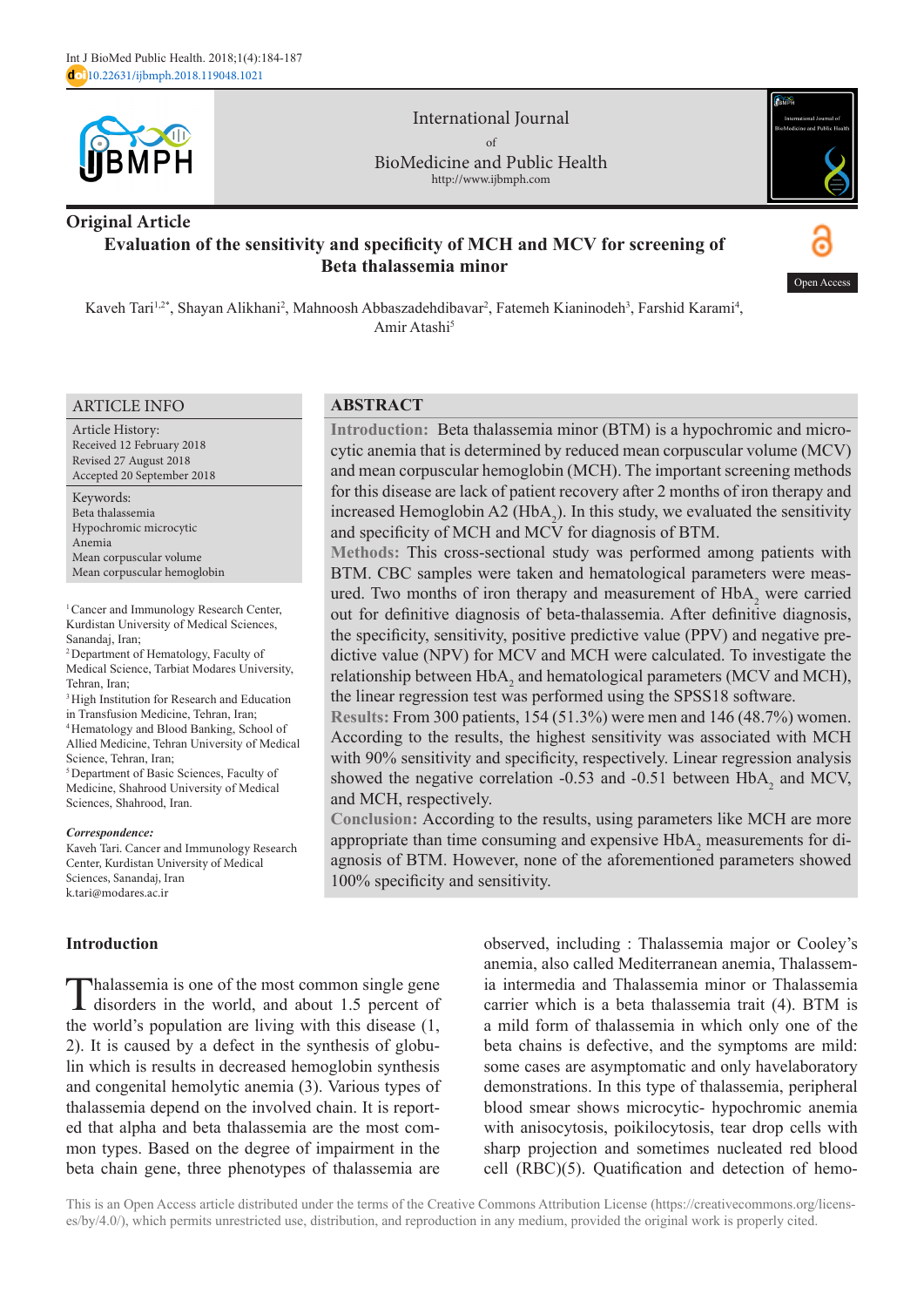International Journal of BioMedicine and Public Health

http://www.ijbmph.com

Original Article

# Evaluation of the sensitivity and specificity of MCH and MCV for screening of Beta thalassemia minor

Kaveh Tari[1,2*], Shayan Alikhani[2], Mahnoosh Abbaszadehdibavar[2], Fatemeh Kianinodeh[3], Farshid Karami[4], Amir Atashi[5]

## ARTICLE INFO

Article History:
Received 12 February 2018
Revised 27 August 2018
Accepted 20 September 2018

Keywords:
Beta thalassemia
Hypochromic microcytic
Anemia
Mean corpuscular volume
Mean corpuscular hemoglobin

[1] Cancer and Immunology Research Center, Kurdistan University of Medical Sciences, Sanandaj, Iran;
[2] Department of Hematology, Faculty of Medical Science, Tarbiat Modares University, Tehran, Iran;
[3] High Institution for Research and Education in Transfusion Medicine, Tehran, Iran;
[4] Hematology and Blood Banking, School of Allied Medicine, Tehran University of Medical Science, Tehran, Iran;
[5] Department of Basic Sciences, Faculty of Medicine, Shahrood University of Medical Sciences, Shahrood, Iran.

*Correspondence:*
Kaveh Tari. Cancer and Immunology Research Center, Kurdistan University of Medical Sciences, Sanandaj, Iran
k.tari@modares.ac.ir

## ABSTRACT

**Introduction:** Beta thalassemia minor (BTM) is a hypochromic and microcytic anemia that is determined by reduced mean corpuscular volume (MCV) and mean corpuscular hemoglobin (MCH). The important screening methods for this disease are lack of patient recovery after 2 months of iron therapy and increased Hemoglobin A2 ($HbA_2$). In this study, we evaluated the sensitivity and specificity of MCH and MCV for diagnosis of BTM.

**Methods:** This cross-sectional study was performed among patients with BTM. CBC samples were taken and hematological parameters were measured. Two months of iron therapy and measurement of $HbA_2$ were carried out for definitive diagnosis of beta-thalassemia. After definitive diagnosis, the specificity, sensitivity, positive predictive value (PPV) and negative predictive value (NPV) for MCV and MCH were calculated. To investigate the relationship between $HbA_2$ and hematological parameters (MCV and MCH), the linear regression test was performed using the SPSS18 software.

**Results:** From 300 patients, 154 (51.3%) were men and 146 (48.7%) women. According to the results, the highest sensitivity was associated with MCH with 90% sensitivity and specificity, respectively. Linear regression analysis showed the negative correlation -0.53 and -0.51 between $HbA_2$ and MCV, and MCH, respectively.

**Conclusion:** According to the results, using parameters like MCH are more appropriate than time consuming and expensive $HbA_2$ measurements for diagnosis of BTM. However, none of the aforementioned parameters showed 100% specificity and sensitivity.

## Introduction

Thalassemia is one of the most common single gene disorders in the world, and about 1.5 percent of the world's population are living with this disease (1, 2). It is caused by a defect in the synthesis of globulin which is results in decreased hemoglobin synthesis and congenital hemolytic anemia (3). Various types of thalassemia depend on the involved chain. It is reported that alpha and beta thalassemia are the most common types. Based on the degree of impairment in the beta chain gene, three phenotypes of thalassemia are observed, including : Thalassemia major or Cooley's anemia, also called Mediterranean anemia, Thalassemia intermedia and Thalassemia minor or Thalassemia carrier which is a beta thalassemia trait (4). BTM is a mild form of thalassemia in which only one of the beta chains is defective, and the symptoms are mild: some cases are asymptomatic and only havelaboratory demonstrations. In this type of thalassemia, peripheral blood smear shows microcytic- hypochromic anemia with anisocytosis, poikilocytosis, tear drop cells with sharp projection and sometimes nucleated red blood cell (RBC)(5). Quatification and detection of hemo-

This is an Open Access article distributed under the terms of the Creative Commons Attribution License (https://creativecommons.org/licenses/by/4.0/), which permits unrestricted use, distribution, and reproduction in any medium, provided the original work is properly cited.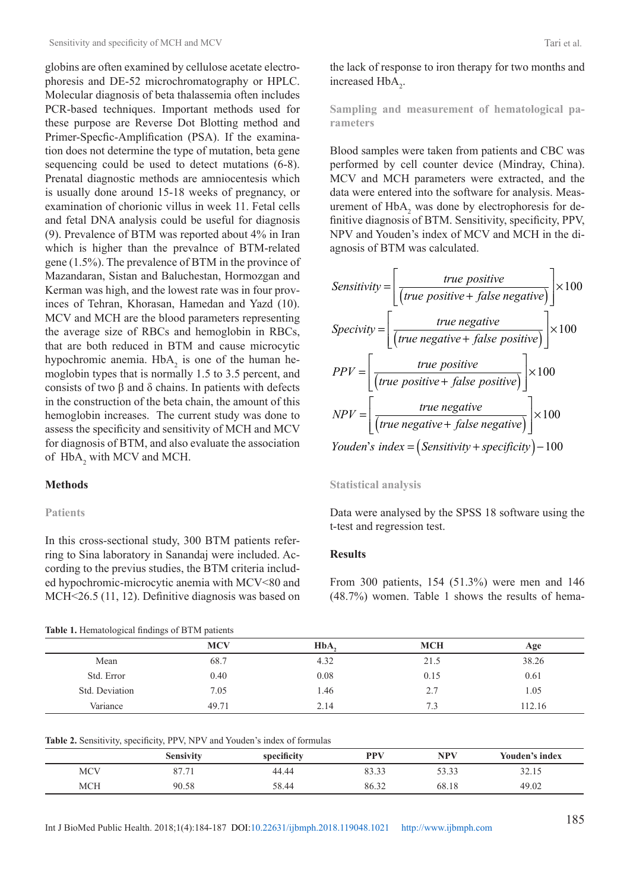globins are often examined by cellulose acetate electrophoresis and DE-52 microchromatography or HPLC. Molecular diagnosis of beta thalassemia often includes PCR-based techniques. Important methods used for these purpose are Reverse Dot Blotting method and Primer-Specfic-Amplification (PSA). If the examination does not determine the type of mutation, beta gene sequencing could be used to detect mutations (6-8). Prenatal diagnostic methods are amniocentesis which is usually done around 15-18 weeks of pregnancy, or examination of chorionic villus in week 11. Fetal cells and fetal DNA analysis could be useful for diagnosis (9). Prevalence of BTM was reported about 4% in Iran which is higher than the prevalnce of BTM-related gene (1.5%). The prevalence of BTM in the province of Mazandaran, Sistan and Baluchestan, Hormozgan and Kerman was high, and the lowest rate was in four provinces of Tehran, Khorasan, Hamedan and Yazd (10). MCV and MCH are the blood parameters representing the average size of RBCs and hemoglobin in RBCs, that are both reduced in BTM and cause microcytic hypochromic anemia. $HbA_2$ is one of the human hemoglobin types that is normally 1.5 to 3.5 percent, and consists of two β and δ chains. In patients with defects in the construction of the beta chain, the amount of this hemoglobin increases. The current study was done to assess the specificity and sensitivity of MCH and MCV for diagnosis of BTM, and also evaluate the association of $HbA_2$ with MCV and MCH.

## Methods

### Patients

In this cross-sectional study, 300 BTM patients referring to Sina laboratory in Sanandaj were included. According to the previus studies, the BTM criteria included hypochromic-microcytic anemia with MCV<80 and MCH<26.5 (11, 12). Definitive diagnosis was based on the lack of response to iron therapy for two months and increased $HbA_2$.

### Sampling and measurement of hematological parameters

Blood samples were taken from patients and CBC was performed by cell counter device (Mindray, China). MCV and MCH parameters were extracted, and the data were entered into the software for analysis. Measurement of $HbA_2$ was done by electrophoresis for definitive diagnosis of BTM. Sensitivity, specificity, PPV, NPV and Youden's index of MCV and MCH in the diagnosis of BTM was calculated.

$$Sensitivity = \left[\frac{true\ positive}{\left(true\ positive + false\ negative\right)}\right] \times 100$$

$$Specivity = \left[\frac{true\ negative}{\left(true\ negative + false\ positive\right)}\right] \times 100$$

$$PPV = \left[\frac{true\ positive}{\left(true\ positive + false\ positive\right)}\right] \times 100$$

$$NPV = \left[\frac{true\ negative}{\left(true\ negative + false\ negative\right)}\right] \times 100$$

$$Youden's\ index = \left(Sensitivity + specificity\right) - 100$$

### Statistical analysis

Data were analysed by the SPSS 18 software using the t-test and regression test.

## Results

From 300 patients, 154 (51.3%) were men and 146 (48.7%) women. Table 1 shows the results of hema-

**Table 1.** Hematological findings of BTM patients

| | MCV | $HbA_2$ | MCH | Age |
|---|---|---|---|---|
| Mean | 68.7 | 4.32 | 21.5 | 38.26 |
| Std. Error | 0.40 | 0.08 | 0.15 | 0.61 |
| Std. Deviation | 7.05 | 1.46 | 2.7 | 1.05 |
| Variance | 49.71 | 2.14 | 7.3 | 112.16 |

**Table 2.** Sensitivity, specificity, PPV, NPV and Youden's index of formulas

| | Sensivity | specificity | PPV | NPV | Youden's index |
|---|---|---|---|---|---|
| MCV | 87.71 | 44.44 | 83.33 | 53.33 | 32.15 |
| MCH | 90.58 | 58.44 | 86.32 | 68.18 | 49.02 |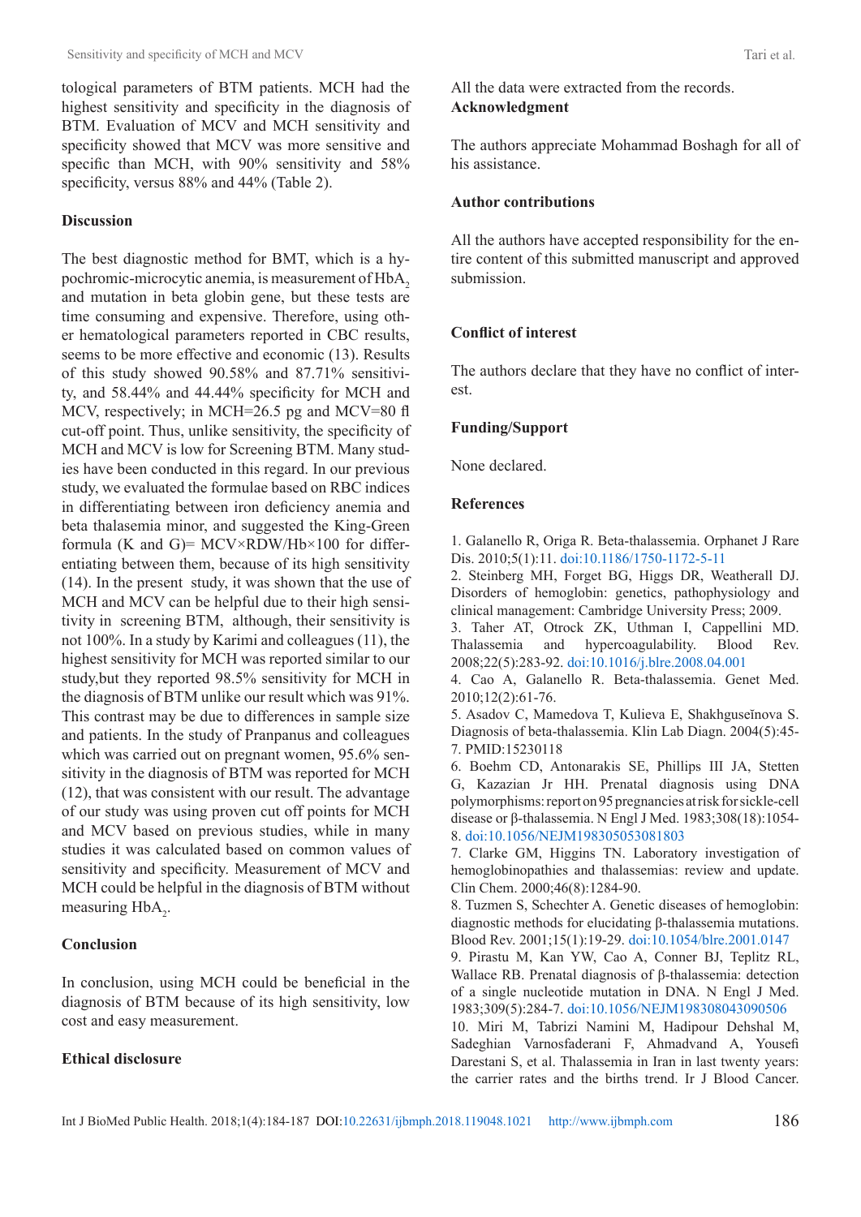tological parameters of BTM patients. MCH had the highest sensitivity and specificity in the diagnosis of BTM. Evaluation of MCV and MCH sensitivity and specificity showed that MCV was more sensitive and specific than MCH, with 90% sensitivity and 58% specificity, versus 88% and 44% (Table 2).

## Discussion

The best diagnostic method for BMT, which is a hypochromic-microcytic anemia, is measurement of $HbA_2$ and mutation in beta globin gene, but these tests are time consuming and expensive. Therefore, using other hematological parameters reported in CBC results, seems to be more effective and economic (13). Results of this study showed 90.58% and 87.71% sensitivity, and 58.44% and 44.44% specificity for MCH and MCV, respectively; in MCH=26.5 pg and MCV=80 fl cut-off point. Thus, unlike sensitivity, the specificity of MCH and MCV is low for Screening BTM. Many studies have been conducted in this regard. In our previous study, we evaluated the formulae based on RBC indices in differentiating between iron deficiency anemia and beta thalasemia minor, and suggested the King-Green formula (K and G)= MCV×RDW/Hb×100 for differentiating between them, because of its high sensitivity (14). In the present study, it was shown that the use of MCH and MCV can be helpful due to their high sensitivity in screening BTM, although, their sensitivity is not 100%. In a study by Karimi and colleagues (11), the highest sensitivity for MCH was reported similar to our study,but they reported 98.5% sensitivity for MCH in the diagnosis of BTM unlike our result which was 91%. This contrast may be due to differences in sample size and patients. In the study of Pranpanus and colleagues which was carried out on pregnant women, 95.6% sensitivity in the diagnosis of BTM was reported for MCH (12), that was consistent with our result. The advantage of our study was using proven cut off points for MCH and MCV based on previous studies, while in many studies it was calculated based on common values of sensitivity and specificity. Measurement of MCV and MCH could be helpful in the diagnosis of BTM without measuring $HbA_2$.

## Conclusion

In conclusion, using MCH could be beneficial in the diagnosis of BTM because of its high sensitivity, low cost and easy measurement.

## Ethical disclosure

All the data were extracted from the records.

## Acknowledgment

The authors appreciate Mohammad Boshagh for all of his assistance.

## Author contributions

All the authors have accepted responsibility for the entire content of this submitted manuscript and approved submission.

## Conflict of interest

The authors declare that they have no conflict of interest.

## Funding/Support

None declared.

## References

1. Galanello R, Origa R. Beta-thalassemia. Orphanet J Rare Dis. 2010;5(1):11. doi:10.1186/1750-1172-5-11
2. Steinberg MH, Forget BG, Higgs DR, Weatherall DJ. Disorders of hemoglobin: genetics, pathophysiology and clinical management: Cambridge University Press; 2009.
3. Taher AT, Otrock ZK, Uthman I, Cappellini MD. Thalassemia and hypercoagulability. Blood Rev. 2008;22(5):283-92. doi:10.1016/j.blre.2008.04.001
4. Cao A, Galanello R. Beta-thalassemia. Genet Med. 2010;12(2):61-76.
5. Asadov C, Mamedova T, Kulieva E, Shakhguseĭnova S. Diagnosis of beta-thalassemia. Klin Lab Diagn. 2004(5):45-7. PMID:15230118
6. Boehm CD, Antonarakis SE, Phillips III JA, Stetten G, Kazazian Jr HH. Prenatal diagnosis using DNA polymorphisms: report on 95 pregnancies at risk for sickle-cell disease or β-thalassemia. N Engl J Med. 1983;308(18):1054-8. doi:10.1056/NEJM198305053081803
7. Clarke GM, Higgins TN. Laboratory investigation of hemoglobinopathies and thalassemias: review and update. Clin Chem. 2000;46(8):1284-90.
8. Tuzmen S, Schechter A. Genetic diseases of hemoglobin: diagnostic methods for elucidating β-thalassemia mutations. Blood Rev. 2001;15(1):19-29. doi:10.1054/blre.2001.0147
9. Pirastu M, Kan YW, Cao A, Conner BJ, Teplitz RL, Wallace RB. Prenatal diagnosis of β-thalassemia: detection of a single nucleotide mutation in DNA. N Engl J Med. 1983;309(5):284-7. doi:10.1056/NEJM198308043090506
10. Miri M, Tabrizi Namini M, Hadipour Dehshal M, Sadeghian Varnosfaderani F, Ahmadvand A, Yousefi Darestani S, et al. Thalassemia in Iran in last twenty years: the carrier rates and the births trend. Ir J Blood Cancer.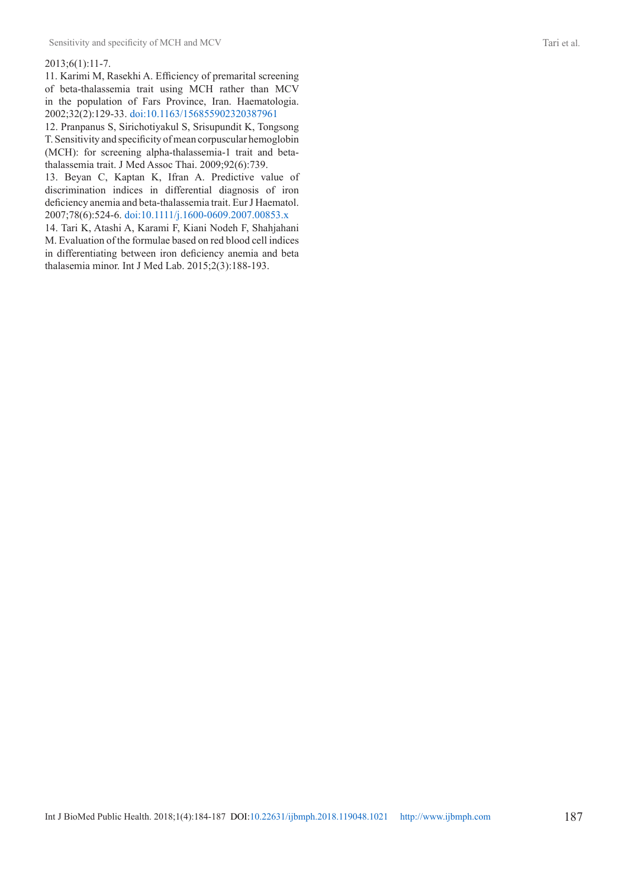2013;6(1):11-7.

11. Karimi M, Rasekhi A. Efficiency of premarital screening of beta-thalassemia trait using MCH rather than MCV in the population of Fars Province, Iran. Haematologia. 2002;32(2):129-33. doi:10.1163/156855902320387961

12. Pranpanus S, Sirichotiyakul S, Srisupundit K, Tongsong T. Sensitivity and specificity of mean corpuscular hemoglobin (MCH): for screening alpha-thalassemia-1 trait and beta-thalassemia trait. J Med Assoc Thai. 2009;92(6):739.

13. Beyan C, Kaptan K, Ifran A. Predictive value of discrimination indices in differential diagnosis of iron deficiency anemia and beta-thalassemia trait. Eur J Haematol. 2007;78(6):524-6. doi:10.1111/j.1600-0609.2007.00853.x

14. Tari K, Atashi A, Karami F, Kiani Nodeh F, Shahjahani M. Evaluation of the formulae based on red blood cell indices in differentiating between iron deficiency anemia and beta thalasemia minor. Int J Med Lab. 2015;2(3):188-193.